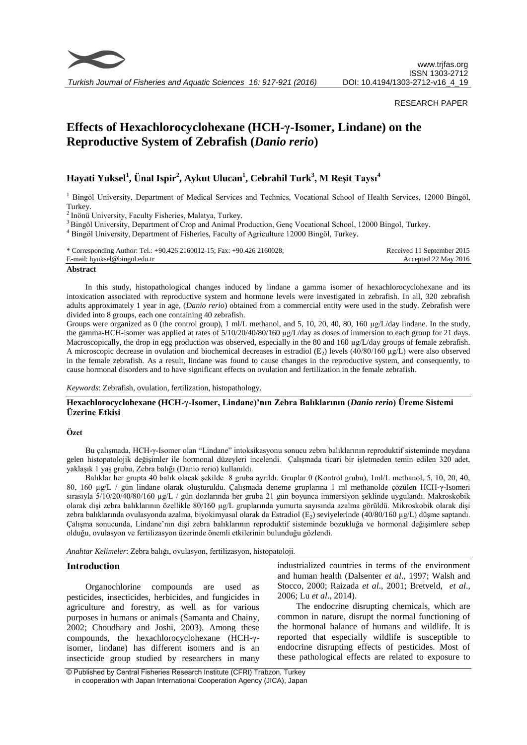RESEARCH PAPER

# Effects of Hexachlorocyclohexane (HCH-γ-Isomer, Lindane) on the Reproductive System of Zebrafish (*Danio rerio*)

**Hayati Yuksel[1], Ünal Ispir[2], Aykut Ulucan[1], Cebrahil Turk[3], M Reşit Taysı[4]**

[1] Bingöl University, Department of Medical Services and Technics, Vocational School of Health Services, 12000 Bingöl, Turkey.
[2] Inönü University, Faculty Fisheries, Malatya, Turkey.
[3] Bingöl University, Department of Crop and Animal Production, Genç Vocational School, 12000 Bingol, Turkey.
[4] Bingöl University, Department of Fisheries, Faculty of Agriculture 12000 Bingöl, Turkey.

\* Corresponding Author: Tel.: +90.426 2160012-15; Fax: +90.426 2160028;
E-mail: hyuksel@bingol.edu.tr

Received 11 September 2015
Accepted 22 May 2016

## Abstract

In this study, histopathological changes induced by lindane a gamma isomer of hexachlorocyclohexane and its intoxication associated with reproductive system and hormone levels were investigated in zebrafish. In all, 320 zebrafish adults approximately 1 year in age, (*Danio rerio*) obtained from a commercial entity were used in the study. Zebrafish were divided into 8 groups, each one containing 40 zebrafish.

Groups were organized as 0 (the control group), 1 ml/L methanol, and 5, 10, 20, 40, 80, 160 µg/L/day lindane. In the study, the gamma-HCH-isomer was applied at rates of 5/10/20/40/80/160 µg/L/day as doses of immersion to each group for 21 days. Macroscopically, the drop in egg production was observed, especially in the 80 and 160 µg/L/day groups of female zebrafish. A microscopic decrease in ovulation and biochemical decreases in estradiol ($E_2$) levels (40/80/160 µg/L) were also observed in the female zebrafish. As a result, lindane was found to cause changes in the reproductive system, and consequently, to cause hormonal disorders and to have significant effects on ovulation and fertilization in the female zebrafish.

*Keywords*: Zebrafish, ovulation, fertilization, histopathology.

## Hexachlorocyclohexane (HCH-γ-Isomer, Lindane)'nın Zebra Balıklarının (*Danio rerio*) Üreme Sistemi Üzerine Etkisi

### Özet

Bu çalışmada, HCH-γ-Isomer olan "Lindane" intoksikasyonu sonucu zebra balıklarının reproduktif sisteminde meydana gelen histopatolojik değişimler ile hormonal düzeyleri incelendi. Çalışmada ticari bir işletmeden temin edilen 320 adet, yaklaşık 1 yaş grubu, Zebra balığı (Danio rerio) kullanıldı.

Balıklar her grupta 40 balık olacak şekilde 8 gruba ayrıldı. Gruplar 0 (Kontrol grubu), 1ml/L methanol, 5, 10, 20, 40, 80, 160 µg/L / gün lindane olarak oluşturuldu. Çalışmada deneme gruplarına 1 ml methanolde çözülen HCH-γ-Isomeri sırasıyla 5/10/20/40/80/160 µg/L / gün dozlarında her gruba 21 gün boyunca immersiyon şeklinde uygulandı. Makroskobik olarak dişi zebra balıklarının özellikle 80/160 µg/L gruplarında yumurta sayısında azalma görüldü. Mikroskobik olarak dişi zebra balıklarında ovulasyonda azalma, biyokimyasal olarak da Estradiol ($E_2$) seviyelerinde (40/80/160 µg/L) düşme saptandı. Çalışma sonucunda, Lindane'nın dişi zebra balıklarının reproduktif sisteminde bozukluğa ve hormonal değişimlere sebep olduğu, ovulasyon ve fertilizasyon üzerinde önemli etkilerinin bulunduğu gözlendi.

*Anahtar Kelimeler*: Zebra balığı, ovulasyon, fertilizasyon, histopatoloji.

## Introduction

Organochlorine compounds are used as pesticides, insecticides, herbicides, and fungicides in agriculture and forestry, as well as for various purposes in humans or animals (Samanta and Chainy, 2002; Choudhary and Joshi, 2003). Among these compounds, the hexachlorocyclohexane (HCH-γ-isomer, lindane) has different isomers and is an insecticide group studied by researchers in many industrialized countries in terms of the environment and human health (Dalsenter *et al*., 1997; Walsh and Stocco, 2000; Raizada *et al*., 2001; Bretveld, *et al*., 2006; Lu *et al*., 2014).

The endocrine disrupting chemicals, which are common in nature, disrupt the normal functioning of the hormonal balance of humans and wildlife. It is reported that especially wildlife is susceptible to endocrine disrupting effects of pesticides. Most of these pathological effects are related to exposure to

© Published by Central Fisheries Research Institute (CFRI) Trabzon, Turkey in cooperation with Japan International Cooperation Agency (JICA), Japan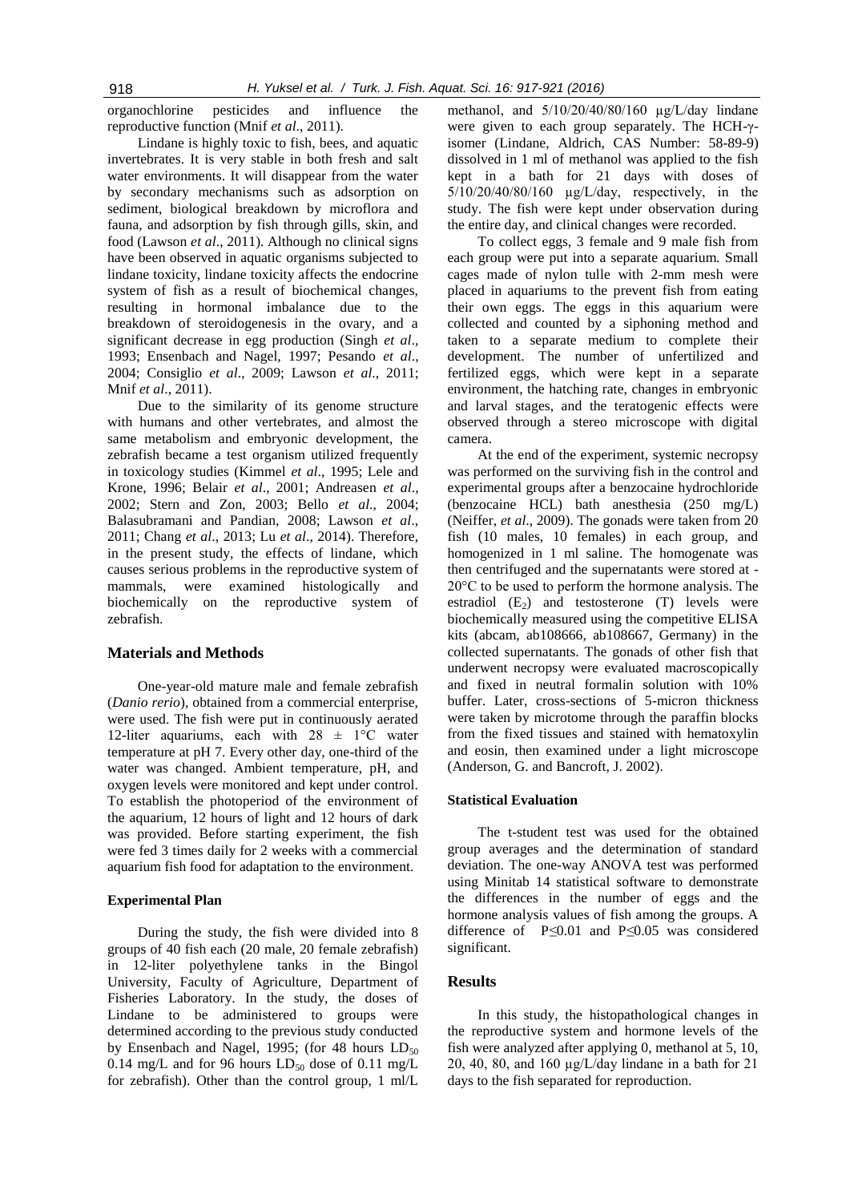organochlorine pesticides and influence the reproductive function (Mnif *et al*., 2011).

Lindane is highly toxic to fish, bees, and aquatic invertebrates. It is very stable in both fresh and salt water environments. It will disappear from the water by secondary mechanisms such as adsorption on sediment, biological breakdown by microflora and fauna, and adsorption by fish through gills, skin, and food (Lawson *et al*., 2011). Although no clinical signs have been observed in aquatic organisms subjected to lindane toxicity, lindane toxicity affects the endocrine system of fish as a result of biochemical changes, resulting in hormonal imbalance due to the breakdown of steroidogenesis in the ovary, and a significant decrease in egg production (Singh *et al*., 1993; Ensenbach and Nagel, 1997; Pesando *et al*., 2004; Consiglio *et al*., 2009; Lawson *et al*., 2011; Mnif *et al*., 2011).

Due to the similarity of its genome structure with humans and other vertebrates, and almost the same metabolism and embryonic development, the zebrafish became a test organism utilized frequently in toxicology studies (Kimmel *et al*., 1995; Lele and Krone, 1996; Belair *et al*., 2001; Andreasen *et al*., 2002; Stern and Zon, 2003; Bello *et al*., 2004; Balasubramani and Pandian, 2008; Lawson *et al*., 2011; Chang *et al*., 2013; Lu *et al*., 2014). Therefore, in the present study, the effects of lindane, which causes serious problems in the reproductive system of mammals, were examined histologically and biochemically on the reproductive system of zebrafish.

## Materials and Methods

One-year-old mature male and female zebrafish (*Danio rerio*), obtained from a commercial enterprise, were used. The fish were put in continuously aerated 12-liter aquariums, each with 28 ± 1°C water temperature at pH 7. Every other day, one-third of the water was changed. Ambient temperature, pH, and oxygen levels were monitored and kept under control. To establish the photoperiod of the environment of the aquarium, 12 hours of light and 12 hours of dark was provided. Before starting experiment, the fish were fed 3 times daily for 2 weeks with a commercial aquarium fish food for adaptation to the environment.

### Experimental Plan

During the study, the fish were divided into 8 groups of 40 fish each (20 male, 20 female zebrafish) in 12-liter polyethylene tanks in the Bingol University, Faculty of Agriculture, Department of Fisheries Laboratory. In the study, the doses of Lindane to be administered to groups were determined according to the previous study conducted by Ensenbach and Nagel, 1995; (for 48 hours $LD_{50}$ 0.14 mg/L and for 96 hours $LD_{50}$ dose of 0.11 mg/L for zebrafish). Other than the control group, 1 ml/L methanol, and 5/10/20/40/80/160 µg/L/day lindane were given to each group separately. The HCH-γ-isomer (Lindane, Aldrich, CAS Number: 58-89-9) dissolved in 1 ml of methanol was applied to the fish kept in a bath for 21 days with doses of 5/10/20/40/80/160 µg/L/day, respectively, in the study. The fish were kept under observation during the entire day, and clinical changes were recorded.

To collect eggs, 3 female and 9 male fish from each group were put into a separate aquarium. Small cages made of nylon tulle with 2-mm mesh were placed in aquariums to the prevent fish from eating their own eggs. The eggs in this aquarium were collected and counted by a siphoning method and taken to a separate medium to complete their development. The number of unfertilized and fertilized eggs, which were kept in a separate environment, the hatching rate, changes in embryonic and larval stages, and the teratogenic effects were observed through a stereo microscope with digital camera.

At the end of the experiment, systemic necropsy was performed on the surviving fish in the control and experimental groups after a benzocaine hydrochloride (benzocaine HCL) bath anesthesia (250 mg/L) (Neiffer, *et al*., 2009). The gonads were taken from 20 fish (10 males, 10 females) in each group, and homogenized in 1 ml saline. The homogenate was then centrifuged and the supernatants were stored at -20°C to be used to perform the hormone analysis. The estradiol ($E_2$) and testosterone (T) levels were biochemically measured using the competitive ELISA kits (abcam, ab108666, ab108667, Germany) in the collected supernatants. The gonads of other fish that underwent necropsy were evaluated macroscopically and fixed in neutral formalin solution with 10% buffer. Later, cross-sections of 5-micron thickness were taken by microtome through the paraffin blocks from the fixed tissues and stained with hematoxylin and eosin, then examined under a light microscope (Anderson, G. and Bancroft, J. 2002).

### Statistical Evaluation

The t-student test was used for the obtained group averages and the determination of standard deviation. The one-way ANOVA test was performed using Minitab 14 statistical software to demonstrate the differences in the number of eggs and the hormone analysis values of fish among the groups. A difference of $P \leq 0.01$ and $P \leq 0.05$ was considered significant.

## Results

In this study, the histopathological changes in the reproductive system and hormone levels of the fish were analyzed after applying 0, methanol at 5, 10, 20, 40, 80, and 160 µg/L/day lindane in a bath for 21 days to the fish separated for reproduction.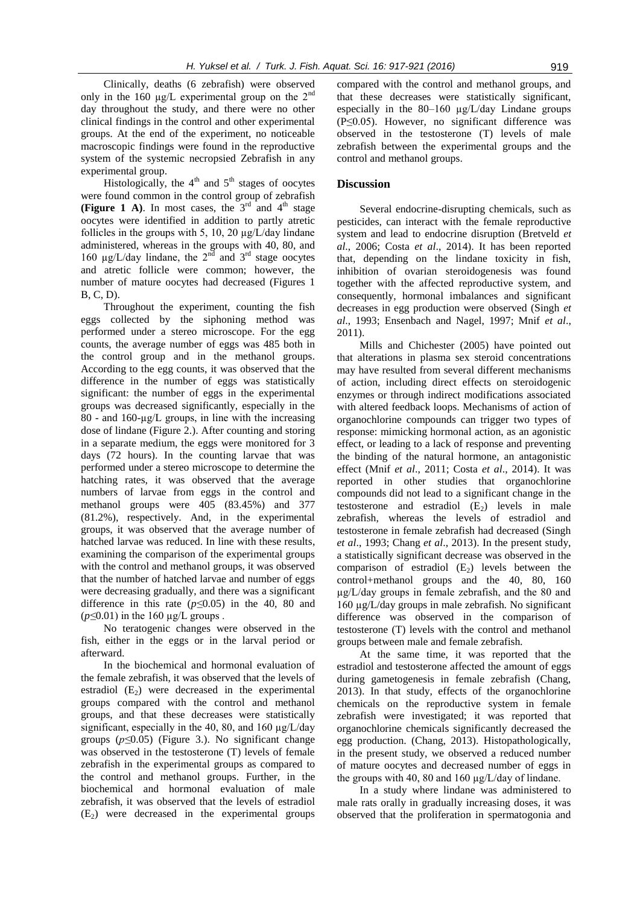Clinically, deaths (6 zebrafish) were observed only in the 160 µg/L experimental group on the $2^{nd}$ day throughout the study, and there were no other clinical findings in the control and other experimental groups. At the end of the experiment, no noticeable macroscopic findings were found in the reproductive system of the systemic necropsied Zebrafish in any experimental group.

Histologically, the $4^{th}$ and $5^{th}$ stages of oocytes were found common in the control group of zebrafish **(Figure 1 A)**. In most cases, the $3^{rd}$ and $4^{th}$ stage oocytes were identified in addition to partly atretic follicles in the groups with 5, 10, 20 µg/L/day lindane administered, whereas in the groups with 40, 80, and 160 µg/L/day lindane, the $2^{nd}$ and $3^{rd}$ stage oocytes and atretic follicle were common; however, the number of mature oocytes had decreased (Figures 1 B, C, D).

Throughout the experiment, counting the fish eggs collected by the siphoning method was performed under a stereo microscope. For the egg counts, the average number of eggs was 485 both in the control group and in the methanol groups. According to the egg counts, it was observed that the difference in the number of eggs was statistically significant: the number of eggs in the experimental groups was decreased significantly, especially in the 80 - and 160-µg/L groups, in line with the increasing dose of lindane (Figure 2.). After counting and storing in a separate medium, the eggs were monitored for 3 days (72 hours). In the counting larvae that was performed under a stereo microscope to determine the hatching rates, it was observed that the average numbers of larvae from eggs in the control and methanol groups were 405 (83.45%) and 377 (81.2%), respectively. And, in the experimental groups, it was observed that the average number of hatched larvae was reduced. In line with these results, examining the comparison of the experimental groups with the control and methanol groups, it was observed that the number of hatched larvae and number of eggs were decreasing gradually, and there was a significant difference in this rate ($p \leq 0.05$) in the 40, 80 and ($p \leq 0.01$) in the 160 µg/L groups .

No teratogenic changes were observed in the fish, either in the eggs or in the larval period or afterward.

In the biochemical and hormonal evaluation of the female zebrafish, it was observed that the levels of estradiol ($E_2$) were decreased in the experimental groups compared with the control and methanol groups, and that these decreases were statistically significant, especially in the 40, 80, and 160 µg/L/day groups ($p \leq 0.05$) (Figure 3.). No significant change was observed in the testosterone (T) levels of female zebrafish in the experimental groups as compared to the control and methanol groups. Further, in the biochemical and hormonal evaluation of male zebrafish, it was observed that the levels of estradiol ($E_2$) were decreased in the experimental groups compared with the control and methanol groups, and that these decreases were statistically significant, especially in the 80–160 µg/L/day Lindane groups ($P \leq 0.05$). However, no significant difference was observed in the testosterone (T) levels of male zebrafish between the experimental groups and the control and methanol groups.

## Discussion

Several endocrine-disrupting chemicals, such as pesticides, can interact with the female reproductive system and lead to endocrine disruption (Bretveld *et al*., 2006; Costa *et al*., 2014). It has been reported that, depending on the lindane toxicity in fish, inhibition of ovarian steroidogenesis was found together with the affected reproductive system, and consequently, hormonal imbalances and significant decreases in egg production were observed (Singh *et al*., 1993; Ensenbach and Nagel, 1997; Mnif *et al*., 2011).

Mills and Chichester (2005) have pointed out that alterations in plasma sex steroid concentrations may have resulted from several different mechanisms of action, including direct effects on steroidogenic enzymes or through indirect modifications associated with altered feedback loops. Mechanisms of action of organochlorine compounds can trigger two types of response: mimicking hormonal action, as an agonistic effect, or leading to a lack of response and preventing the binding of the natural hormone, an antagonistic effect (Mnif *et al*., 2011; Costa *et al*., 2014). It was reported in other studies that organochlorine compounds did not lead to a significant change in the testosterone and estradiol ($E_2$) levels in male zebrafish, whereas the levels of estradiol and testosterone in female zebrafish had decreased (Singh *et al*., 1993; Chang *et al*., 2013). In the present study, a statistically significant decrease was observed in the comparison of estradiol ($E_2$) levels between the control+methanol groups and the 40, 80, 160 µg/L/day groups in female zebrafish, and the 80 and 160 µg/L/day groups in male zebrafish. No significant difference was observed in the comparison of testosterone (T) levels with the control and methanol groups between male and female zebrafish.

At the same time, it was reported that the estradiol and testosterone affected the amount of eggs during gametogenesis in female zebrafish (Chang, 2013). In that study, effects of the organochlorine chemicals on the reproductive system in female zebrafish were investigated; it was reported that organochlorine chemicals significantly decreased the egg production. (Chang, 2013). Histopathologically, in the present study, we observed a reduced number of mature oocytes and decreased number of eggs in the groups with 40, 80 and 160 µg/L/day of lindane.

In a study where lindane was administered to male rats orally in gradually increasing doses, it was observed that the proliferation in spermatogonia and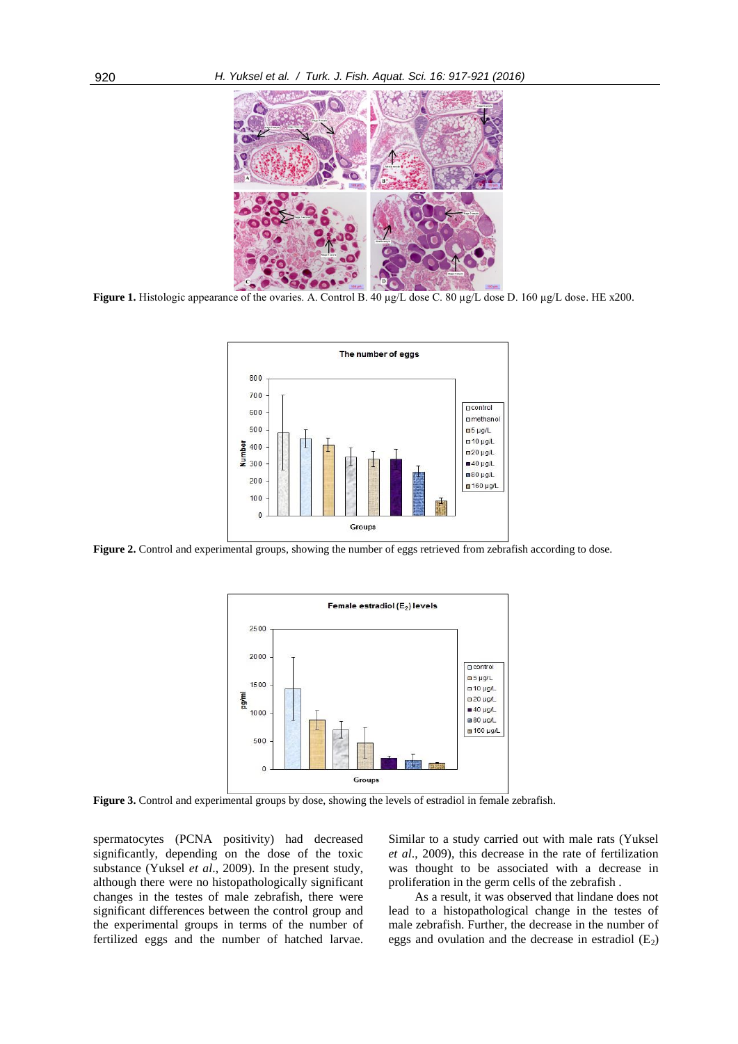**Figure 1.** Histologic appearance of the ovaries. A. Control B. 40 µg/L dose C. 80 µg/L dose D. 160 µg/L dose. HE x200.

**Figure 2.** Control and experimental groups, showing the number of eggs retrieved from zebrafish according to dose.

**Figure 3.** Control and experimental groups by dose, showing the levels of estradiol in female zebrafish.

spermatocytes (PCNA positivity) had decreased significantly, depending on the dose of the toxic substance (Yuksel *et al*., 2009). In the present study, although there were no histopathologically significant changes in the testes of male zebrafish, there were significant differences between the control group and the experimental groups in terms of the number of fertilized eggs and the number of hatched larvae. Similar to a study carried out with male rats (Yuksel *et al*., 2009), this decrease in the rate of fertilization was thought to be associated with a decrease in proliferation in the germ cells of the zebrafish .

As a result, it was observed that lindane does not lead to a histopathological change in the testes of male zebrafish. Further, the decrease in the number of eggs and ovulation and the decrease in estradiol ($E_2$)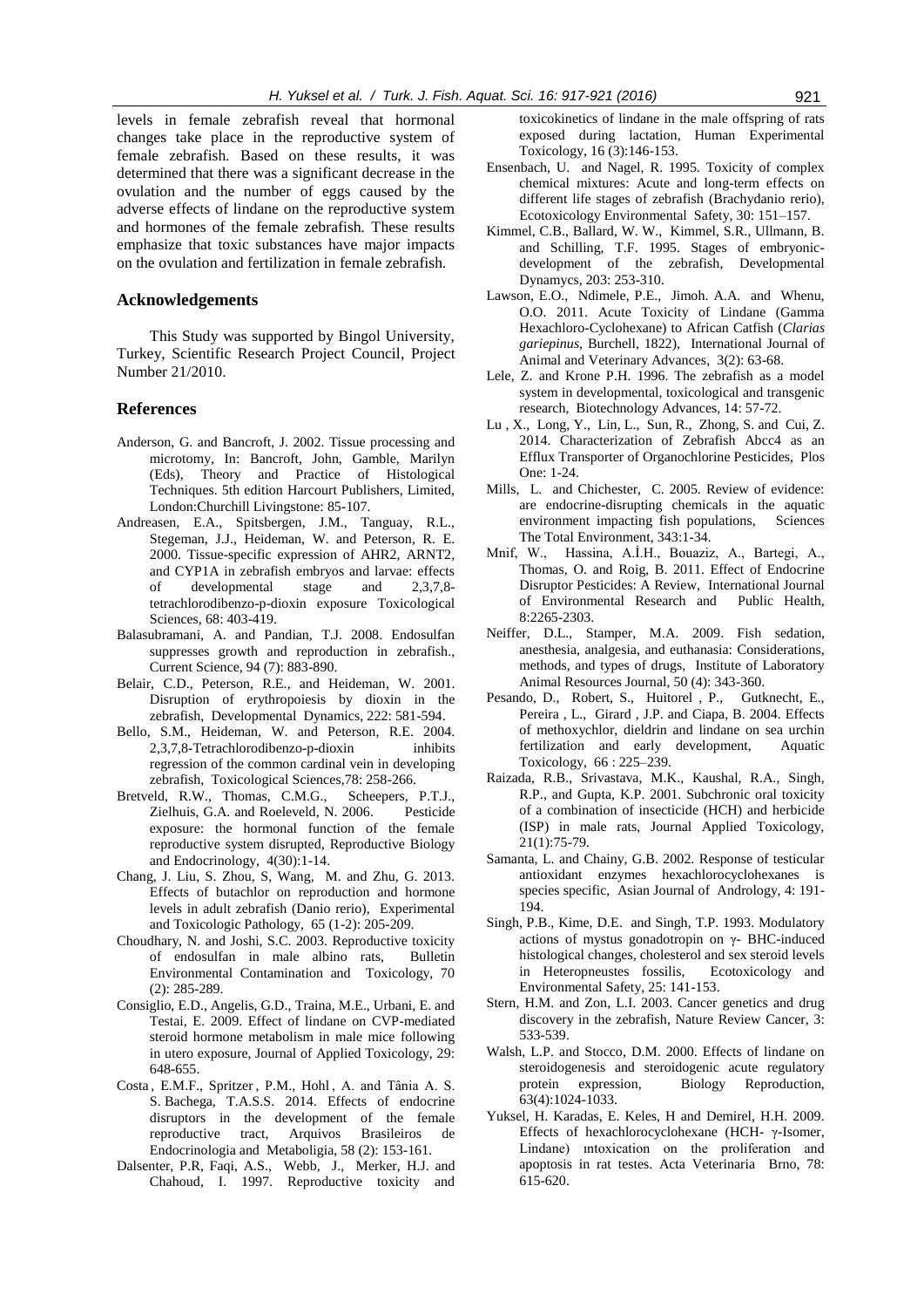levels in female zebrafish reveal that hormonal changes take place in the reproductive system of female zebrafish. Based on these results, it was determined that there was a significant decrease in the ovulation and the number of eggs caused by the adverse effects of lindane on the reproductive system and hormones of the female zebrafish. These results emphasize that toxic substances have major impacts on the ovulation and fertilization in female zebrafish.

## Acknowledgements

This Study was supported by Bingol University, Turkey, Scientific Research Project Council, Project Number 21/2010.

## References

Anderson, G. and Bancroft, J. 2002. Tissue processing and microtomy, In: Bancroft, John, Gamble, Marilyn (Eds), Theory and Practice of Histological Techniques. 5th edition Harcourt Publishers, Limited, London:Churchill Livingstone: 85-107.

Andreasen, E.A., Spitsbergen, J.M., Tanguay, R.L., Stegeman, J.J., Heideman, W. and Peterson, R. E. 2000. Tissue-specific expression of AHR2, ARNT2, and CYP1A in zebrafish embryos and larvae: effects of developmental stage and 2,3,7,8-tetrachlorodibenzo-p-dioxin exposure Toxicological Sciences, 68: 403-419.

Balasubramani, A. and Pandian, T.J. 2008. Endosulfan suppresses growth and reproduction in zebrafish., Current Science, 94 (7): 883-890.

Belair, C.D., Peterson, R.E., and Heideman, W. 2001. Disruption of erythropoiesis by dioxin in the zebrafish, Developmental Dynamics, 222: 581-594.

Bello, S.M., Heideman, W. and Peterson, R.E. 2004. 2,3,7,8-Tetrachlorodibenzo-p-dioxin inhibits regression of the common cardinal vein in developing zebrafish, Toxicological Sciences,78: 258-266.

Bretveld, R.W., Thomas, C.M.G., Scheepers, P.T.J., Zielhuis, G.A. and Roeleveld, N. 2006. Pesticide exposure: the hormonal function of the female reproductive system disrupted, Reproductive Biology and Endocrinology, 4(30):1-14.

Chang, J. Liu, S. Zhou, S, Wang, M. and Zhu, G. 2013. Effects of butachlor on reproduction and hormone levels in adult zebrafish (Danio rerio), Experimental and Toxicologic Pathology, 65 (1-2): 205-209.

Choudhary, N. and Joshi, S.C. 2003. Reproductive toxicity of endosulfan in male albino rats, Bulletin Environmental Contamination and Toxicology, 70 (2): 285-289.

Consiglio, E.D., Angelis, G.D., Traina, M.E., Urbani, E. and Testai, E. 2009. Effect of lindane on CVP-mediated steroid hormone metabolism in male mice following in utero exposure, Journal of Applied Toxicology, 29: 648-655.

Costa , E.M.F., Spritzer , P.M., Hohl , A. and Tânia A. S. S. Bachega, T.A.S.S. 2014. Effects of endocrine disruptors in the development of the female reproductive tract, Arquivos Brasileiros de Endocrinologia and Metaboligia, 58 (2): 153-161.

Dalsenter, P.R, Faqi, A.S., Webb, J., Merker, H.J. and Chahoud, I. 1997. Reproductive toxicity and toxicokinetics of lindane in the male offspring of rats exposed during lactation, Human Experimental Toxicology, 16 (3):146-153.

Ensenbach, U. and Nagel, R. 1995. Toxicity of complex chemical mixtures: Acute and long-term effects on different life stages of zebrafish (Brachydanio rerio), Ecotoxicology Environmental Safety, 30: 151–157.

Kimmel, C.B., Ballard, W. W., Kimmel, S.R., Ullmann, B. and Schilling, T.F. 1995. Stages of embryonic-development of the zebrafish, Developmental Dynamycs, 203: 253-310.

Lawson, E.O., Ndimele, P.E., Jimoh. A.A. and Whenu, O.O. 2011. Acute Toxicity of Lindane (Gamma Hexachloro-Cyclohexane) to African Catfish (*Clarias gariepinus*, Burchell, 1822), International Journal of Animal and Veterinary Advances, 3(2): 63-68.

Lele, Z. and Krone P.H. 1996. The zebrafish as a model system in developmental, toxicological and transgenic research, Biotechnology Advances, 14: 57-72.

Lu , X., Long, Y., Lin, L., Sun, R., Zhong, S. and Cui, Z. 2014. Characterization of Zebrafish Abcc4 as an Efflux Transporter of Organochlorine Pesticides, Plos One: 1-24.

Mills, L. and Chichester, C. 2005. Review of evidence: are endocrine-disrupting chemicals in the aquatic environment impacting fish populations, Sciences The Total Environment, 343:1-34.

Mnif, W., Hassina, A.İ.H., Bouaziz, A., Bartegi, A., Thomas, O. and Roig, B. 2011. Effect of Endocrine Disruptor Pesticides: A Review, International Journal of Environmental Research and Public Health, 8:2265-2303.

Neiffer, D.L., Stamper, M.A. 2009. Fish sedation, anesthesia, analgesia, and euthanasia: Considerations, methods, and types of drugs, Institute of Laboratory Animal Resources Journal, 50 (4): 343-360.

Pesando, D., Robert, S., Huitorel , P., Gutknecht, E., Pereira , L., Girard , J.P. and Ciapa, B. 2004. Effects of methoxychlor, dieldrin and lindane on sea urchin fertilization and early development, Aquatic Toxicology, 66 : 225–239.

Raizada, R.B., Srivastava, M.K., Kaushal, R.A., Singh, R.P., and Gupta, K.P. 2001. Subchronic oral toxicity of a combination of insecticide (HCH) and herbicide (ISP) in male rats, Journal Applied Toxicology, 21(1):75-79.

Samanta, L. and Chainy, G.B. 2002. Response of testicular antioxidant enzymes hexachlorocyclohexanes is species specific, Asian Journal of Andrology, 4: 191-194.

Singh, P.B., Kime, D.E. and Singh, T.P. 1993. Modulatory actions of mystus gonadotropin on γ- BHC-induced histological changes, cholesterol and sex steroid levels in Heteropneustes fossilis, Ecotoxicology and Environmental Safety, 25: 141-153.

Stern, H.M. and Zon, L.I. 2003. Cancer genetics and drug discovery in the zebrafish, Nature Review Cancer, 3: 533-539.

Walsh, L.P. and Stocco, D.M. 2000. Effects of lindane on steroidogenesis and steroidogenic acute regulatory protein expression, Biology Reproduction, 63(4):1024-1033.

Yuksel, H. Karadas, E. Keles, H and Demirel, H.H. 2009. Effects of hexachlorocyclohexane (HCH- γ-Isomer, Lindane) ıntoxication on the proliferation and apoptosis in rat testes. Acta Veterinaria Brno, 78: 615-620.